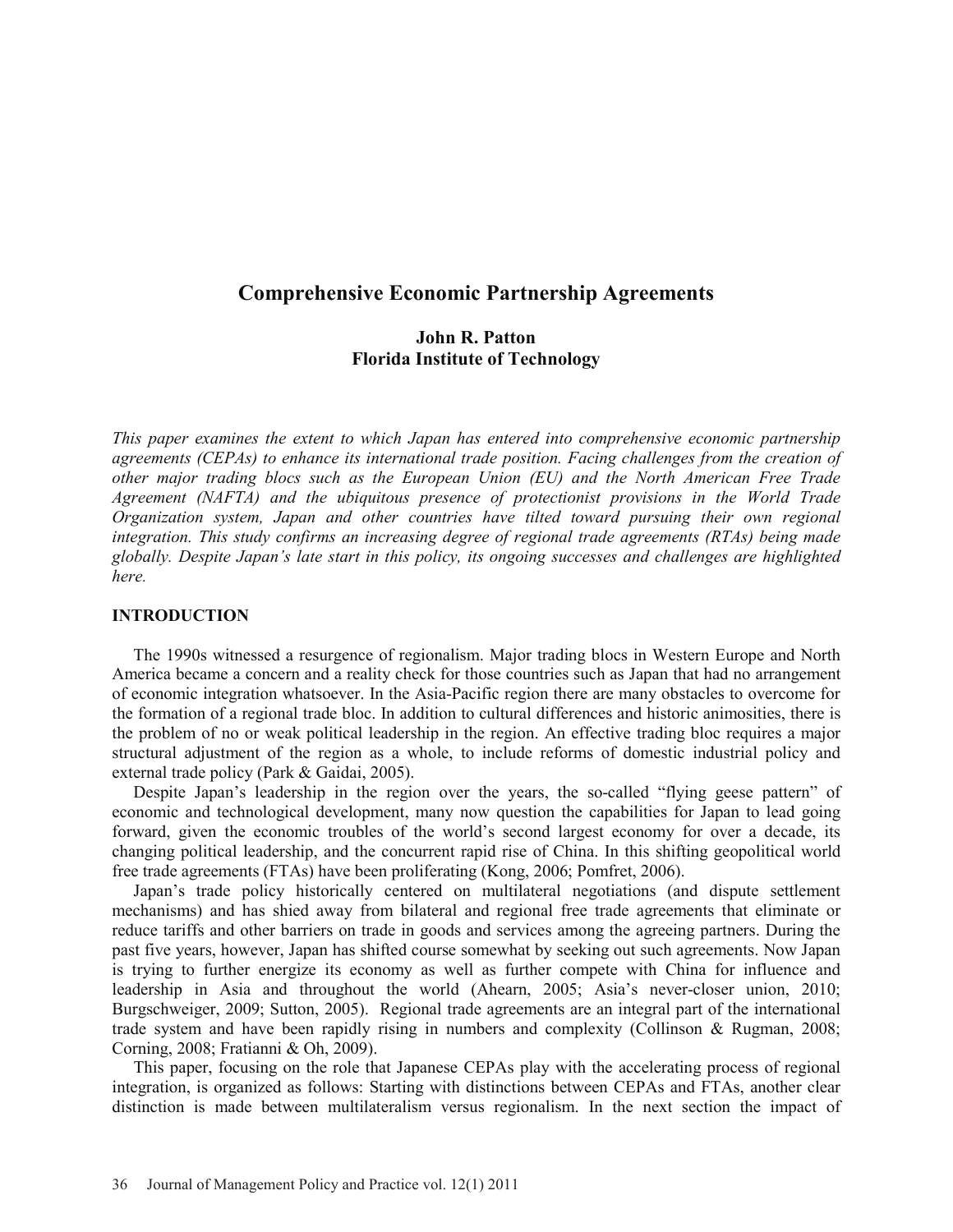# Comprehensive Economic Partnership Agreements

**John R. Patton**
**Florida Institute of Technology**

*This paper examines the extent to which Japan has entered into comprehensive economic partnership agreements (CEPAs) to enhance its international trade position. Facing challenges from the creation of other major trading blocs such as the European Union (EU) and the North American Free Trade Agreement (NAFTA) and the ubiquitous presence of protectionist provisions in the World Trade Organization system, Japan and other countries have tilted toward pursuing their own regional integration. This study confirms an increasing degree of regional trade agreements (RTAs) being made globally. Despite Japan's late start in this policy, its ongoing successes and challenges are highlighted here.*

## INTRODUCTION

The 1990s witnessed a resurgence of regionalism. Major trading blocs in Western Europe and North America became a concern and a reality check for those countries such as Japan that had no arrangement of economic integration whatsoever. In the Asia-Pacific region there are many obstacles to overcome for the formation of a regional trade bloc. In addition to cultural differences and historic animosities, there is the problem of no or weak political leadership in the region. An effective trading bloc requires a major structural adjustment of the region as a whole, to include reforms of domestic industrial policy and external trade policy (Park & Gaidai, 2005).

Despite Japan's leadership in the region over the years, the so-called "flying geese pattern" of economic and technological development, many now question the capabilities for Japan to lead going forward, given the economic troubles of the world's second largest economy for over a decade, its changing political leadership, and the concurrent rapid rise of China. In this shifting geopolitical world free trade agreements (FTAs) have been proliferating (Kong, 2006; Pomfret, 2006).

Japan's trade policy historically centered on multilateral negotiations (and dispute settlement mechanisms) and has shied away from bilateral and regional free trade agreements that eliminate or reduce tariffs and other barriers on trade in goods and services among the agreeing partners. During the past five years, however, Japan has shifted course somewhat by seeking out such agreements. Now Japan is trying to further energize its economy as well as further compete with China for influence and leadership in Asia and throughout the world (Ahearn, 2005; Asia's never-closer union, 2010; Burgschweiger, 2009; Sutton, 2005). Regional trade agreements are an integral part of the international trade system and have been rapidly rising in numbers and complexity (Collinson & Rugman, 2008; Corning, 2008; Fratianni & Oh, 2009).

This paper, focusing on the role that Japanese CEPAs play with the accelerating process of regional integration, is organized as follows: Starting with distinctions between CEPAs and FTAs, another clear distinction is made between multilateralism versus regionalism. In the next section the impact of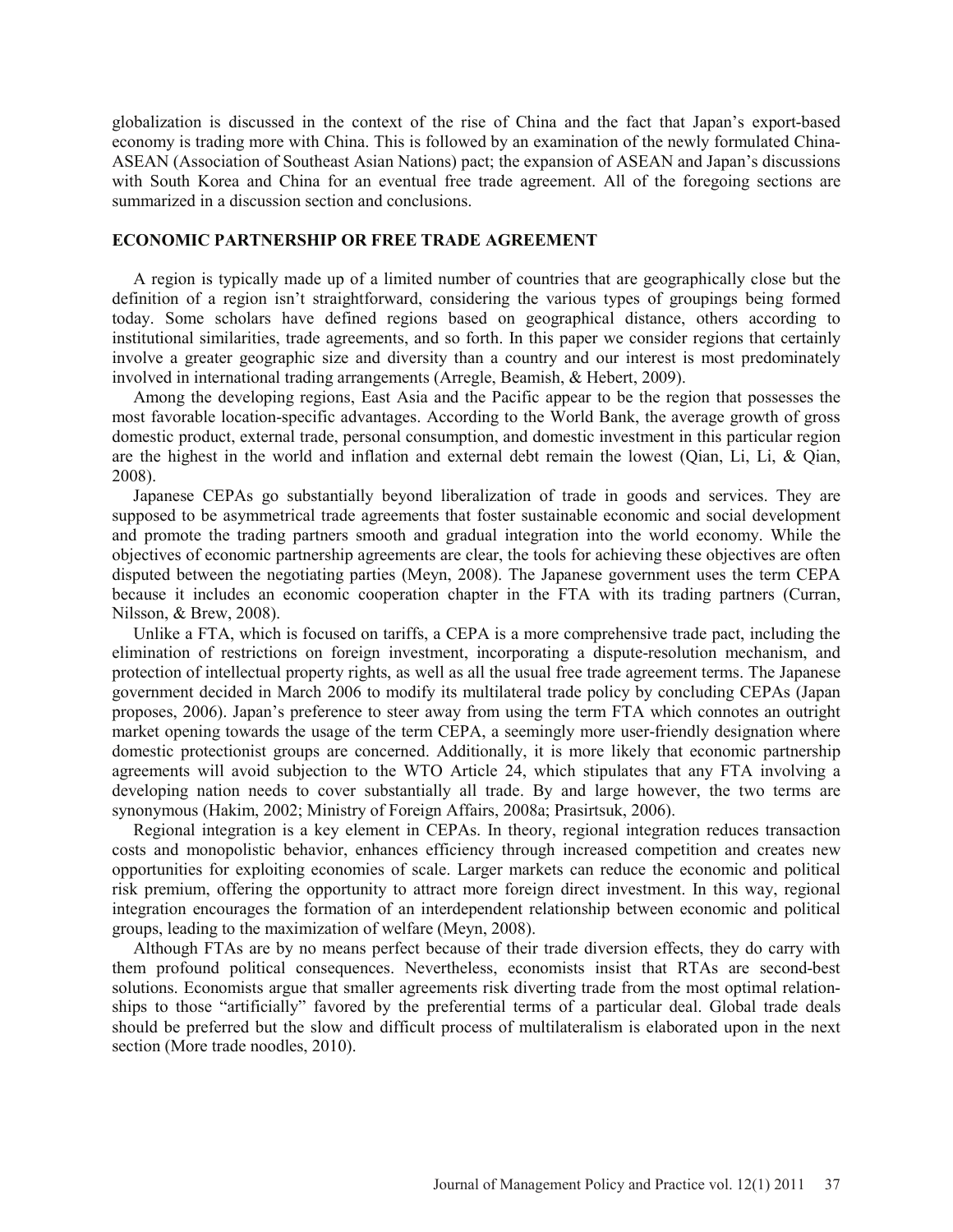globalization is discussed in the context of the rise of China and the fact that Japan's export-based economy is trading more with China. This is followed by an examination of the newly formulated China-ASEAN (Association of Southeast Asian Nations) pact; the expansion of ASEAN and Japan's discussions with South Korea and China for an eventual free trade agreement. All of the foregoing sections are summarized in a discussion section and conclusions.

## ECONOMIC PARTNERSHIP OR FREE TRADE AGREEMENT

A region is typically made up of a limited number of countries that are geographically close but the definition of a region isn't straightforward, considering the various types of groupings being formed today. Some scholars have defined regions based on geographical distance, others according to institutional similarities, trade agreements, and so forth. In this paper we consider regions that certainly involve a greater geographic size and diversity than a country and our interest is most predominately involved in international trading arrangements (Arregle, Beamish, & Hebert, 2009).

Among the developing regions, East Asia and the Pacific appear to be the region that possesses the most favorable location-specific advantages. According to the World Bank, the average growth of gross domestic product, external trade, personal consumption, and domestic investment in this particular region are the highest in the world and inflation and external debt remain the lowest (Qian, Li, Li, & Qian, 2008).

Japanese CEPAs go substantially beyond liberalization of trade in goods and services. They are supposed to be asymmetrical trade agreements that foster sustainable economic and social development and promote the trading partners smooth and gradual integration into the world economy. While the objectives of economic partnership agreements are clear, the tools for achieving these objectives are often disputed between the negotiating parties (Meyn, 2008). The Japanese government uses the term CEPA because it includes an economic cooperation chapter in the FTA with its trading partners (Curran, Nilsson, & Brew, 2008).

Unlike a FTA, which is focused on tariffs, a CEPA is a more comprehensive trade pact, including the elimination of restrictions on foreign investment, incorporating a dispute-resolution mechanism, and protection of intellectual property rights, as well as all the usual free trade agreement terms. The Japanese government decided in March 2006 to modify its multilateral trade policy by concluding CEPAs (Japan proposes, 2006). Japan's preference to steer away from using the term FTA which connotes an outright market opening towards the usage of the term CEPA, a seemingly more user-friendly designation where domestic protectionist groups are concerned. Additionally, it is more likely that economic partnership agreements will avoid subjection to the WTO Article 24, which stipulates that any FTA involving a developing nation needs to cover substantially all trade. By and large however, the two terms are synonymous (Hakim, 2002; Ministry of Foreign Affairs, 2008a; Prasirtsuk, 2006).

Regional integration is a key element in CEPAs. In theory, regional integration reduces transaction costs and monopolistic behavior, enhances efficiency through increased competition and creates new opportunities for exploiting economies of scale. Larger markets can reduce the economic and political risk premium, offering the opportunity to attract more foreign direct investment. In this way, regional integration encourages the formation of an interdependent relationship between economic and political groups, leading to the maximization of welfare (Meyn, 2008).

Although FTAs are by no means perfect because of their trade diversion effects, they do carry with them profound political consequences. Nevertheless, economists insist that RTAs are second-best solutions. Economists argue that smaller agreements risk diverting trade from the most optimal relationships to those "artificially" favored by the preferential terms of a particular deal. Global trade deals should be preferred but the slow and difficult process of multilateralism is elaborated upon in the next section (More trade noodles, 2010).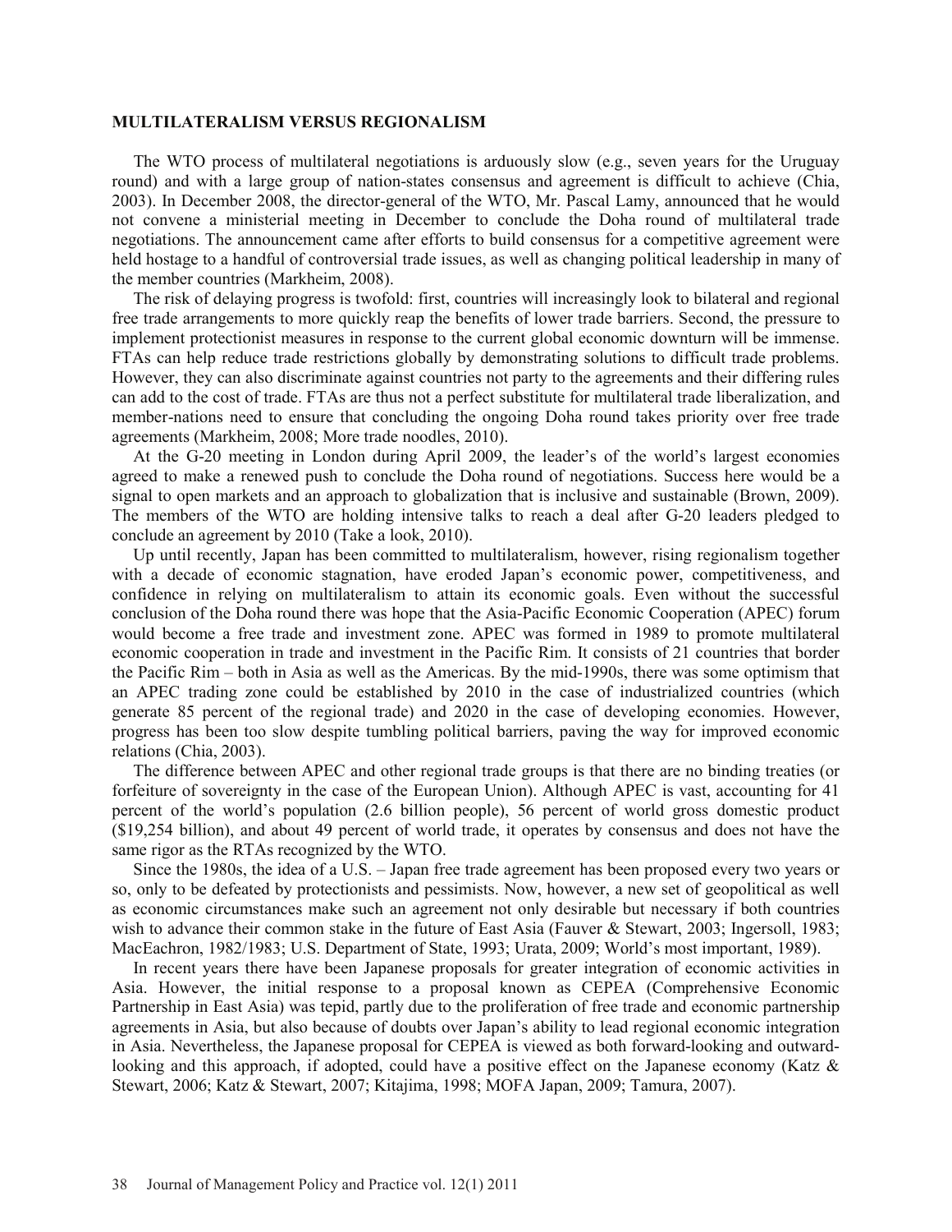## MULTILATERALISM VERSUS REGIONALISM

The WTO process of multilateral negotiations is arduously slow (e.g., seven years for the Uruguay round) and with a large group of nation-states consensus and agreement is difficult to achieve (Chia, 2003). In December 2008, the director-general of the WTO, Mr. Pascal Lamy, announced that he would not convene a ministerial meeting in December to conclude the Doha round of multilateral trade negotiations. The announcement came after efforts to build consensus for a competitive agreement were held hostage to a handful of controversial trade issues, as well as changing political leadership in many of the member countries (Markheim, 2008).

The risk of delaying progress is twofold: first, countries will increasingly look to bilateral and regional free trade arrangements to more quickly reap the benefits of lower trade barriers. Second, the pressure to implement protectionist measures in response to the current global economic downturn will be immense. FTAs can help reduce trade restrictions globally by demonstrating solutions to difficult trade problems. However, they can also discriminate against countries not party to the agreements and their differing rules can add to the cost of trade. FTAs are thus not a perfect substitute for multilateral trade liberalization, and member-nations need to ensure that concluding the ongoing Doha round takes priority over free trade agreements (Markheim, 2008; More trade noodles, 2010).

At the G-20 meeting in London during April 2009, the leader's of the world's largest economies agreed to make a renewed push to conclude the Doha round of negotiations. Success here would be a signal to open markets and an approach to globalization that is inclusive and sustainable (Brown, 2009). The members of the WTO are holding intensive talks to reach a deal after G-20 leaders pledged to conclude an agreement by 2010 (Take a look, 2010).

Up until recently, Japan has been committed to multilateralism, however, rising regionalism together with a decade of economic stagnation, have eroded Japan's economic power, competitiveness, and confidence in relying on multilateralism to attain its economic goals. Even without the successful conclusion of the Doha round there was hope that the Asia-Pacific Economic Cooperation (APEC) forum would become a free trade and investment zone. APEC was formed in 1989 to promote multilateral economic cooperation in trade and investment in the Pacific Rim. It consists of 21 countries that border the Pacific Rim – both in Asia as well as the Americas. By the mid-1990s, there was some optimism that an APEC trading zone could be established by 2010 in the case of industrialized countries (which generate 85 percent of the regional trade) and 2020 in the case of developing economies. However, progress has been too slow despite tumbling political barriers, paving the way for improved economic relations (Chia, 2003).

The difference between APEC and other regional trade groups is that there are no binding treaties (or forfeiture of sovereignty in the case of the European Union). Although APEC is vast, accounting for 41 percent of the world's population (2.6 billion people), 56 percent of world gross domestic product ($19,254 billion), and about 49 percent of world trade, it operates by consensus and does not have the same rigor as the RTAs recognized by the WTO.

Since the 1980s, the idea of a U.S. – Japan free trade agreement has been proposed every two years or so, only to be defeated by protectionists and pessimists. Now, however, a new set of geopolitical as well as economic circumstances make such an agreement not only desirable but necessary if both countries wish to advance their common stake in the future of East Asia (Fauver & Stewart, 2003; Ingersoll, 1983; MacEachron, 1982/1983; U.S. Department of State, 1993; Urata, 2009; World's most important, 1989).

In recent years there have been Japanese proposals for greater integration of economic activities in Asia. However, the initial response to a proposal known as CEPEA (Comprehensive Economic Partnership in East Asia) was tepid, partly due to the proliferation of free trade and economic partnership agreements in Asia, but also because of doubts over Japan's ability to lead regional economic integration in Asia. Nevertheless, the Japanese proposal for CEPEA is viewed as both forward-looking and outward-looking and this approach, if adopted, could have a positive effect on the Japanese economy (Katz & Stewart, 2006; Katz & Stewart, 2007; Kitajima, 1998; MOFA Japan, 2009; Tamura, 2007).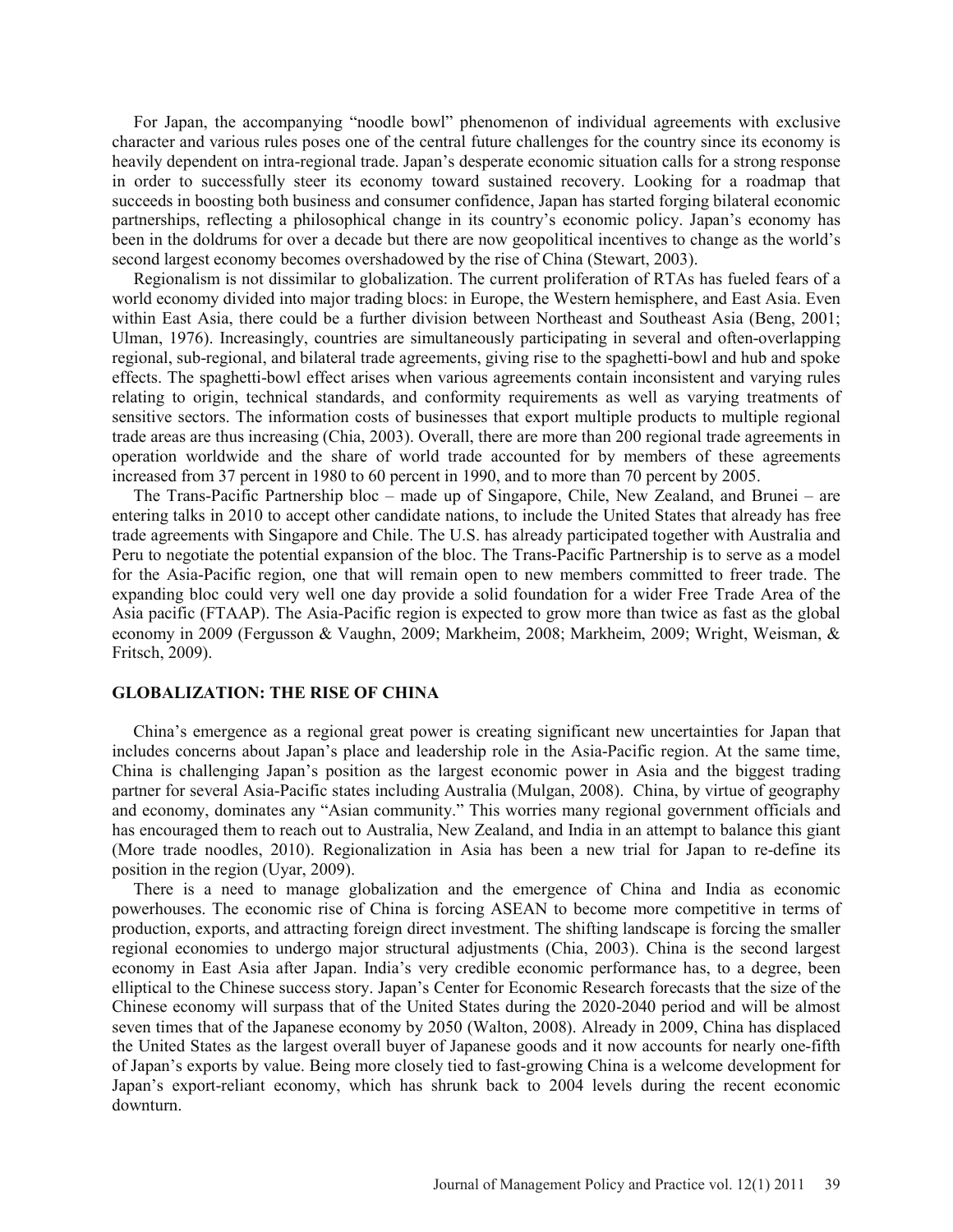For Japan, the accompanying "noodle bowl" phenomenon of individual agreements with exclusive character and various rules poses one of the central future challenges for the country since its economy is heavily dependent on intra-regional trade. Japan's desperate economic situation calls for a strong response in order to successfully steer its economy toward sustained recovery. Looking for a roadmap that succeeds in boosting both business and consumer confidence, Japan has started forging bilateral economic partnerships, reflecting a philosophical change in its country's economic policy. Japan's economy has been in the doldrums for over a decade but there are now geopolitical incentives to change as the world's second largest economy becomes overshadowed by the rise of China (Stewart, 2003).

Regionalism is not dissimilar to globalization. The current proliferation of RTAs has fueled fears of a world economy divided into major trading blocs: in Europe, the Western hemisphere, and East Asia. Even within East Asia, there could be a further division between Northeast and Southeast Asia (Beng, 2001; Ulman, 1976). Increasingly, countries are simultaneously participating in several and often-overlapping regional, sub-regional, and bilateral trade agreements, giving rise to the spaghetti-bowl and hub and spoke effects. The spaghetti-bowl effect arises when various agreements contain inconsistent and varying rules relating to origin, technical standards, and conformity requirements as well as varying treatments of sensitive sectors. The information costs of businesses that export multiple products to multiple regional trade areas are thus increasing (Chia, 2003). Overall, there are more than 200 regional trade agreements in operation worldwide and the share of world trade accounted for by members of these agreements increased from 37 percent in 1980 to 60 percent in 1990, and to more than 70 percent by 2005.

The Trans-Pacific Partnership bloc – made up of Singapore, Chile, New Zealand, and Brunei – are entering talks in 2010 to accept other candidate nations, to include the United States that already has free trade agreements with Singapore and Chile. The U.S. has already participated together with Australia and Peru to negotiate the potential expansion of the bloc. The Trans-Pacific Partnership is to serve as a model for the Asia-Pacific region, one that will remain open to new members committed to freer trade. The expanding bloc could very well one day provide a solid foundation for a wider Free Trade Area of the Asia pacific (FTAAP). The Asia-Pacific region is expected to grow more than twice as fast as the global economy in 2009 (Fergusson & Vaughn, 2009; Markheim, 2008; Markheim, 2009; Wright, Weisman, & Fritsch, 2009).

## GLOBALIZATION: THE RISE OF CHINA

China's emergence as a regional great power is creating significant new uncertainties for Japan that includes concerns about Japan's place and leadership role in the Asia-Pacific region. At the same time, China is challenging Japan's position as the largest economic power in Asia and the biggest trading partner for several Asia-Pacific states including Australia (Mulgan, 2008). China, by virtue of geography and economy, dominates any "Asian community." This worries many regional government officials and has encouraged them to reach out to Australia, New Zealand, and India in an attempt to balance this giant (More trade noodles, 2010). Regionalization in Asia has been a new trial for Japan to re-define its position in the region (Uyar, 2009).

There is a need to manage globalization and the emergence of China and India as economic powerhouses. The economic rise of China is forcing ASEAN to become more competitive in terms of production, exports, and attracting foreign direct investment. The shifting landscape is forcing the smaller regional economies to undergo major structural adjustments (Chia, 2003). China is the second largest economy in East Asia after Japan. India's very credible economic performance has, to a degree, been elliptical to the Chinese success story. Japan's Center for Economic Research forecasts that the size of the Chinese economy will surpass that of the United States during the 2020-2040 period and will be almost seven times that of the Japanese economy by 2050 (Walton, 2008). Already in 2009, China has displaced the United States as the largest overall buyer of Japanese goods and it now accounts for nearly one-fifth of Japan's exports by value. Being more closely tied to fast-growing China is a welcome development for Japan's export-reliant economy, which has shrunk back to 2004 levels during the recent economic downturn.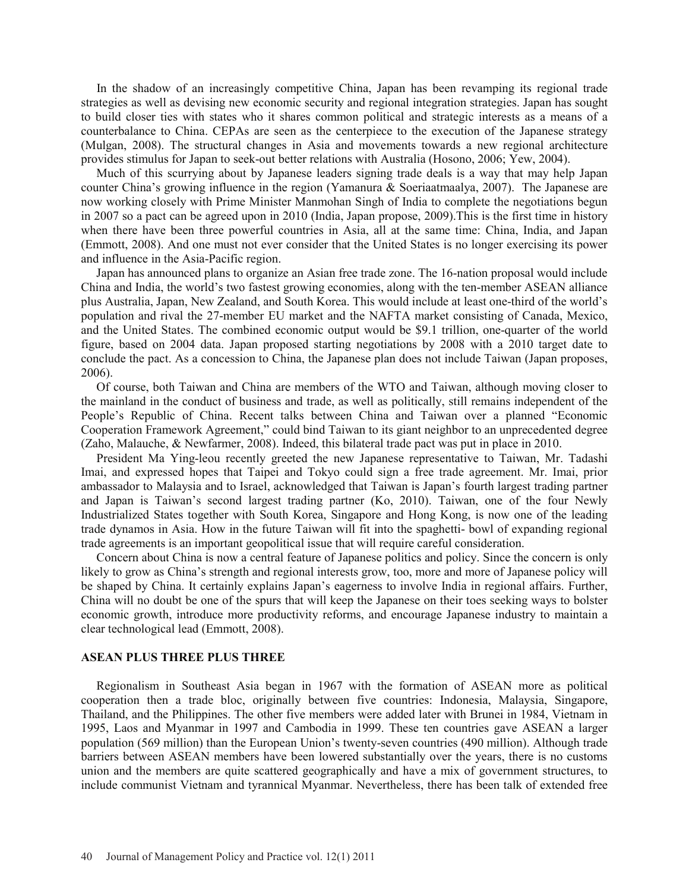In the shadow of an increasingly competitive China, Japan has been revamping its regional trade strategies as well as devising new economic security and regional integration strategies. Japan has sought to build closer ties with states who it shares common political and strategic interests as a means of a counterbalance to China. CEPAs are seen as the centerpiece to the execution of the Japanese strategy (Mulgan, 2008). The structural changes in Asia and movements towards a new regional architecture provides stimulus for Japan to seek-out better relations with Australia (Hosono, 2006; Yew, 2004).

Much of this scurrying about by Japanese leaders signing trade deals is a way that may help Japan counter China's growing influence in the region (Yamanura & Soeriaatmaalya, 2007). The Japanese are now working closely with Prime Minister Manmohan Singh of India to complete the negotiations begun in 2007 so a pact can be agreed upon in 2010 (India, Japan propose, 2009).This is the first time in history when there have been three powerful countries in Asia, all at the same time: China, India, and Japan (Emmott, 2008). And one must not ever consider that the United States is no longer exercising its power and influence in the Asia-Pacific region.

Japan has announced plans to organize an Asian free trade zone. The 16-nation proposal would include China and India, the world's two fastest growing economies, along with the ten-member ASEAN alliance plus Australia, Japan, New Zealand, and South Korea. This would include at least one-third of the world's population and rival the 27-member EU market and the NAFTA market consisting of Canada, Mexico, and the United States. The combined economic output would be $9.1 trillion, one-quarter of the world figure, based on 2004 data. Japan proposed starting negotiations by 2008 with a 2010 target date to conclude the pact. As a concession to China, the Japanese plan does not include Taiwan (Japan proposes, 2006).

Of course, both Taiwan and China are members of the WTO and Taiwan, although moving closer to the mainland in the conduct of business and trade, as well as politically, still remains independent of the People's Republic of China. Recent talks between China and Taiwan over a planned "Economic Cooperation Framework Agreement," could bind Taiwan to its giant neighbor to an unprecedented degree (Zaho, Malauche, & Newfarmer, 2008). Indeed, this bilateral trade pact was put in place in 2010.

President Ma Ying-leou recently greeted the new Japanese representative to Taiwan, Mr. Tadashi Imai, and expressed hopes that Taipei and Tokyo could sign a free trade agreement. Mr. Imai, prior ambassador to Malaysia and to Israel, acknowledged that Taiwan is Japan's fourth largest trading partner and Japan is Taiwan's second largest trading partner (Ko, 2010). Taiwan, one of the four Newly Industrialized States together with South Korea, Singapore and Hong Kong, is now one of the leading trade dynamos in Asia. How in the future Taiwan will fit into the spaghetti- bowl of expanding regional trade agreements is an important geopolitical issue that will require careful consideration.

Concern about China is now a central feature of Japanese politics and policy. Since the concern is only likely to grow as China's strength and regional interests grow, too, more and more of Japanese policy will be shaped by China. It certainly explains Japan's eagerness to involve India in regional affairs. Further, China will no doubt be one of the spurs that will keep the Japanese on their toes seeking ways to bolster economic growth, introduce more productivity reforms, and encourage Japanese industry to maintain a clear technological lead (Emmott, 2008).

## ASEAN PLUS THREE PLUS THREE

Regionalism in Southeast Asia began in 1967 with the formation of ASEAN more as political cooperation then a trade bloc, originally between five countries: Indonesia, Malaysia, Singapore, Thailand, and the Philippines. The other five members were added later with Brunei in 1984, Vietnam in 1995, Laos and Myanmar in 1997 and Cambodia in 1999. These ten countries gave ASEAN a larger population (569 million) than the European Union's twenty-seven countries (490 million). Although trade barriers between ASEAN members have been lowered substantially over the years, there is no customs union and the members are quite scattered geographically and have a mix of government structures, to include communist Vietnam and tyrannical Myanmar. Nevertheless, there has been talk of extended free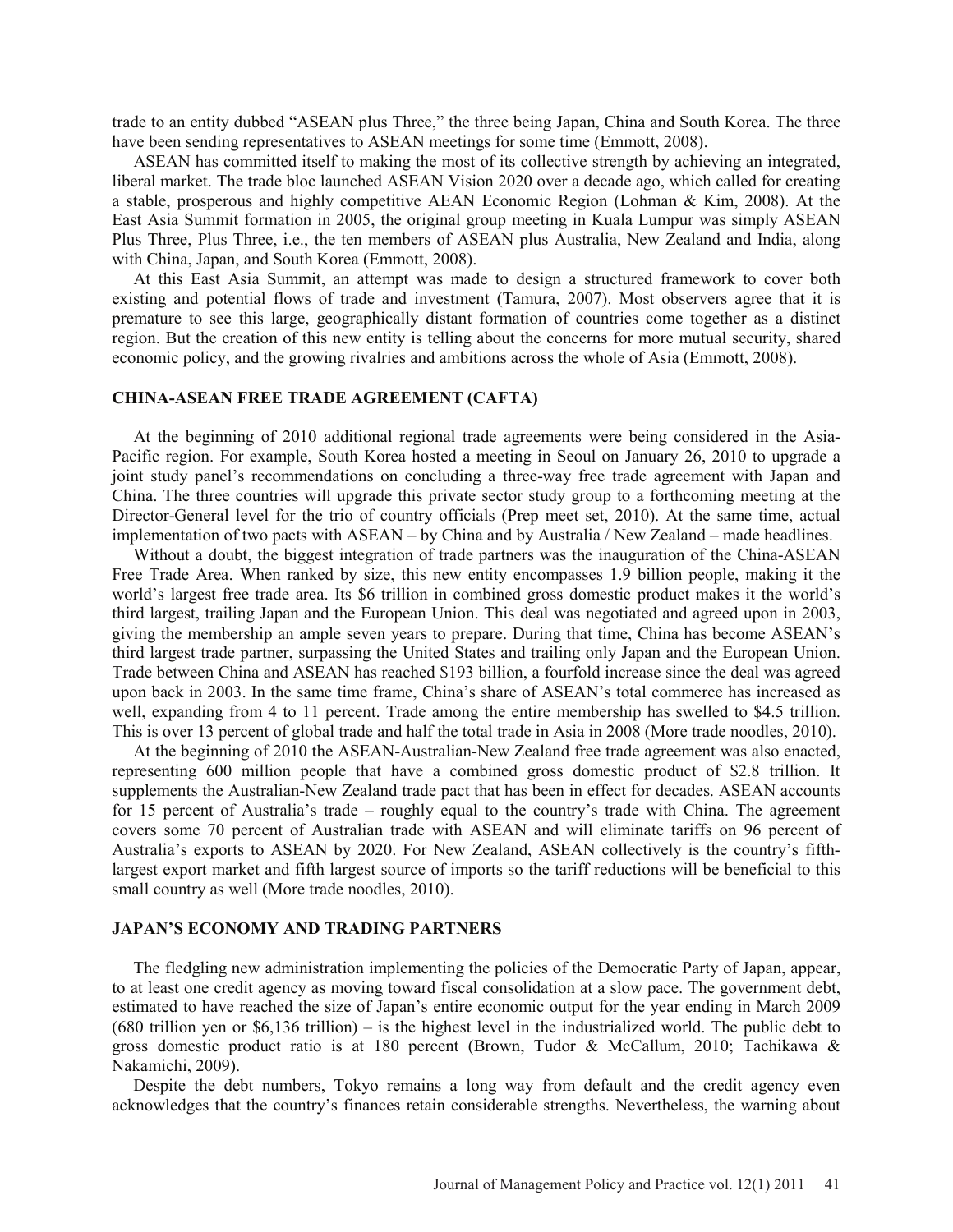trade to an entity dubbed "ASEAN plus Three," the three being Japan, China and South Korea. The three have been sending representatives to ASEAN meetings for some time (Emmott, 2008).

ASEAN has committed itself to making the most of its collective strength by achieving an integrated, liberal market. The trade bloc launched ASEAN Vision 2020 over a decade ago, which called for creating a stable, prosperous and highly competitive AEAN Economic Region (Lohman & Kim, 2008). At the East Asia Summit formation in 2005, the original group meeting in Kuala Lumpur was simply ASEAN Plus Three, Plus Three, i.e., the ten members of ASEAN plus Australia, New Zealand and India, along with China, Japan, and South Korea (Emmott, 2008).

At this East Asia Summit, an attempt was made to design a structured framework to cover both existing and potential flows of trade and investment (Tamura, 2007). Most observers agree that it is premature to see this large, geographically distant formation of countries come together as a distinct region. But the creation of this new entity is telling about the concerns for more mutual security, shared economic policy, and the growing rivalries and ambitions across the whole of Asia (Emmott, 2008).

## CHINA-ASEAN FREE TRADE AGREEMENT (CAFTA)

At the beginning of 2010 additional regional trade agreements were being considered in the Asia-Pacific region. For example, South Korea hosted a meeting in Seoul on January 26, 2010 to upgrade a joint study panel's recommendations on concluding a three-way free trade agreement with Japan and China. The three countries will upgrade this private sector study group to a forthcoming meeting at the Director-General level for the trio of country officials (Prep meet set, 2010). At the same time, actual implementation of two pacts with ASEAN – by China and by Australia / New Zealand – made headlines.

Without a doubt, the biggest integration of trade partners was the inauguration of the China-ASEAN Free Trade Area. When ranked by size, this new entity encompasses 1.9 billion people, making it the world's largest free trade area. Its $6 trillion in combined gross domestic product makes it the world's third largest, trailing Japan and the European Union. This deal was negotiated and agreed upon in 2003, giving the membership an ample seven years to prepare. During that time, China has become ASEAN's third largest trade partner, surpassing the United States and trailing only Japan and the European Union. Trade between China and ASEAN has reached $193 billion, a fourfold increase since the deal was agreed upon back in 2003. In the same time frame, China's share of ASEAN's total commerce has increased as well, expanding from 4 to 11 percent. Trade among the entire membership has swelled to $4.5 trillion. This is over 13 percent of global trade and half the total trade in Asia in 2008 (More trade noodles, 2010).

At the beginning of 2010 the ASEAN-Australian-New Zealand free trade agreement was also enacted, representing 600 million people that have a combined gross domestic product of $2.8 trillion. It supplements the Australian-New Zealand trade pact that has been in effect for decades. ASEAN accounts for 15 percent of Australia's trade – roughly equal to the country's trade with China. The agreement covers some 70 percent of Australian trade with ASEAN and will eliminate tariffs on 96 percent of Australia's exports to ASEAN by 2020. For New Zealand, ASEAN collectively is the country's fifth-largest export market and fifth largest source of imports so the tariff reductions will be beneficial to this small country as well (More trade noodles, 2010).

## JAPAN'S ECONOMY AND TRADING PARTNERS

The fledgling new administration implementing the policies of the Democratic Party of Japan, appear, to at least one credit agency as moving toward fiscal consolidation at a slow pace. The government debt, estimated to have reached the size of Japan's entire economic output for the year ending in March 2009 (680 trillion yen or $6,136 trillion) – is the highest level in the industrialized world. The public debt to gross domestic product ratio is at 180 percent (Brown, Tudor & McCallum, 2010; Tachikawa & Nakamichi, 2009).

Despite the debt numbers, Tokyo remains a long way from default and the credit agency even acknowledges that the country's finances retain considerable strengths. Nevertheless, the warning about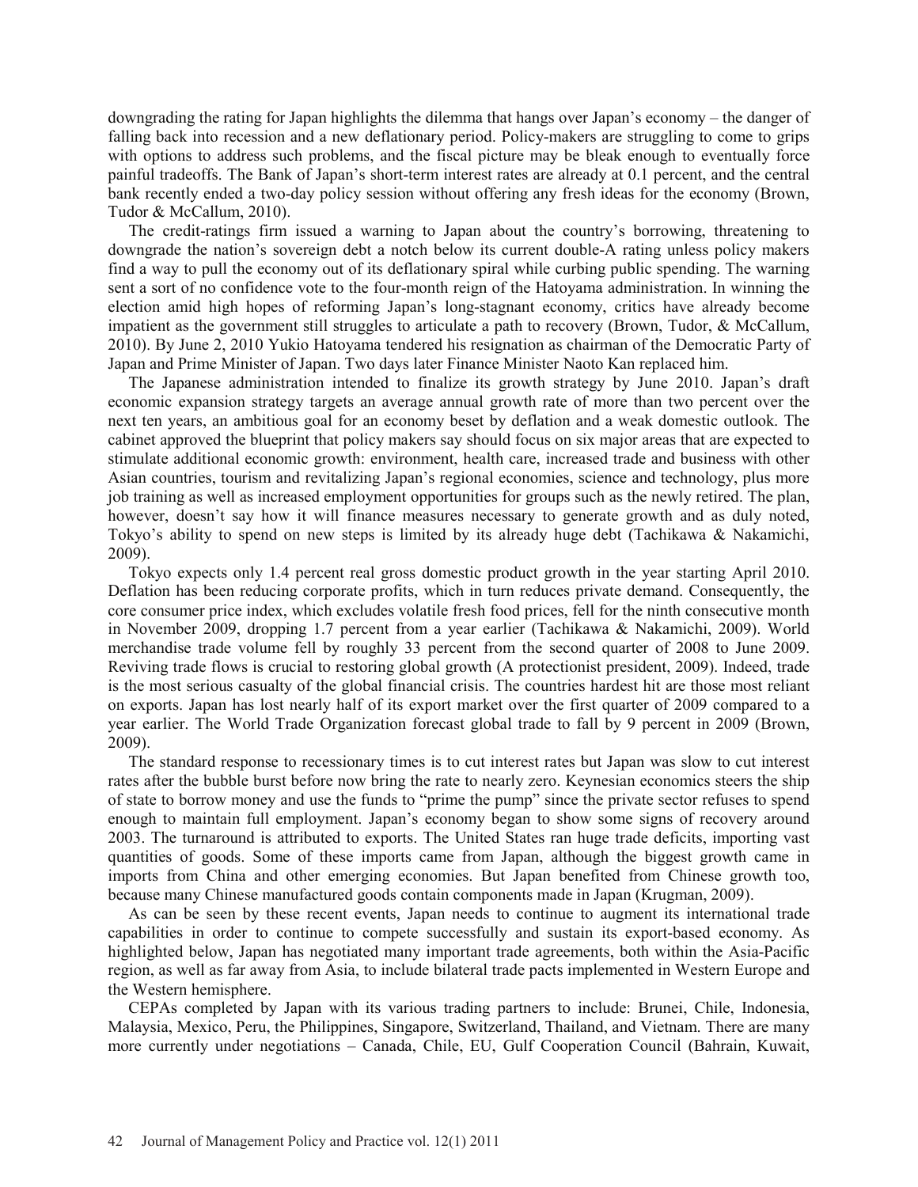downgrading the rating for Japan highlights the dilemma that hangs over Japan's economy – the danger of falling back into recession and a new deflationary period. Policy-makers are struggling to come to grips with options to address such problems, and the fiscal picture may be bleak enough to eventually force painful tradeoffs. The Bank of Japan's short-term interest rates are already at 0.1 percent, and the central bank recently ended a two-day policy session without offering any fresh ideas for the economy (Brown, Tudor & McCallum, 2010).

The credit-ratings firm issued a warning to Japan about the country's borrowing, threatening to downgrade the nation's sovereign debt a notch below its current double-A rating unless policy makers find a way to pull the economy out of its deflationary spiral while curbing public spending. The warning sent a sort of no confidence vote to the four-month reign of the Hatoyama administration. In winning the election amid high hopes of reforming Japan's long-stagnant economy, critics have already become impatient as the government still struggles to articulate a path to recovery (Brown, Tudor, & McCallum, 2010). By June 2, 2010 Yukio Hatoyama tendered his resignation as chairman of the Democratic Party of Japan and Prime Minister of Japan. Two days later Finance Minister Naoto Kan replaced him.

The Japanese administration intended to finalize its growth strategy by June 2010. Japan's draft economic expansion strategy targets an average annual growth rate of more than two percent over the next ten years, an ambitious goal for an economy beset by deflation and a weak domestic outlook. The cabinet approved the blueprint that policy makers say should focus on six major areas that are expected to stimulate additional economic growth: environment, health care, increased trade and business with other Asian countries, tourism and revitalizing Japan's regional economies, science and technology, plus more job training as well as increased employment opportunities for groups such as the newly retired. The plan, however, doesn't say how it will finance measures necessary to generate growth and as duly noted, Tokyo's ability to spend on new steps is limited by its already huge debt (Tachikawa & Nakamichi, 2009).

Tokyo expects only 1.4 percent real gross domestic product growth in the year starting April 2010. Deflation has been reducing corporate profits, which in turn reduces private demand. Consequently, the core consumer price index, which excludes volatile fresh food prices, fell for the ninth consecutive month in November 2009, dropping 1.7 percent from a year earlier (Tachikawa & Nakamichi, 2009). World merchandise trade volume fell by roughly 33 percent from the second quarter of 2008 to June 2009. Reviving trade flows is crucial to restoring global growth (A protectionist president, 2009). Indeed, trade is the most serious casualty of the global financial crisis. The countries hardest hit are those most reliant on exports. Japan has lost nearly half of its export market over the first quarter of 2009 compared to a year earlier. The World Trade Organization forecast global trade to fall by 9 percent in 2009 (Brown, 2009).

The standard response to recessionary times is to cut interest rates but Japan was slow to cut interest rates after the bubble burst before now bring the rate to nearly zero. Keynesian economics steers the ship of state to borrow money and use the funds to "prime the pump" since the private sector refuses to spend enough to maintain full employment. Japan's economy began to show some signs of recovery around 2003. The turnaround is attributed to exports. The United States ran huge trade deficits, importing vast quantities of goods. Some of these imports came from Japan, although the biggest growth came in imports from China and other emerging economies. But Japan benefited from Chinese growth too, because many Chinese manufactured goods contain components made in Japan (Krugman, 2009).

As can be seen by these recent events, Japan needs to continue to augment its international trade capabilities in order to continue to compete successfully and sustain its export-based economy. As highlighted below, Japan has negotiated many important trade agreements, both within the Asia-Pacific region, as well as far away from Asia, to include bilateral trade pacts implemented in Western Europe and the Western hemisphere.

CEPAs completed by Japan with its various trading partners to include: Brunei, Chile, Indonesia, Malaysia, Mexico, Peru, the Philippines, Singapore, Switzerland, Thailand, and Vietnam. There are many more currently under negotiations – Canada, Chile, EU, Gulf Cooperation Council (Bahrain, Kuwait,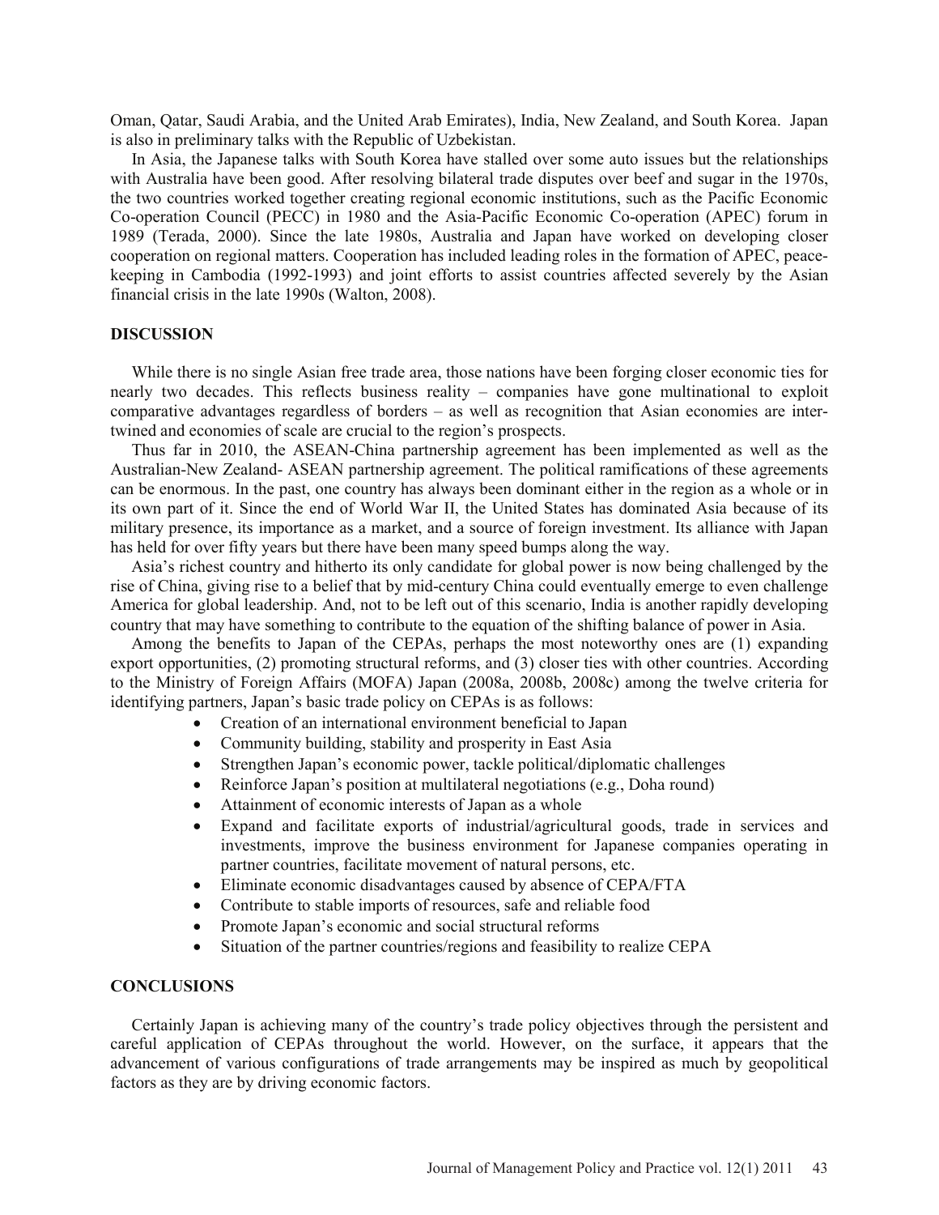Oman, Qatar, Saudi Arabia, and the United Arab Emirates), India, New Zealand, and South Korea. Japan is also in preliminary talks with the Republic of Uzbekistan.

In Asia, the Japanese talks with South Korea have stalled over some auto issues but the relationships with Australia have been good. After resolving bilateral trade disputes over beef and sugar in the 1970s, the two countries worked together creating regional economic institutions, such as the Pacific Economic Co-operation Council (PECC) in 1980 and the Asia-Pacific Economic Co-operation (APEC) forum in 1989 (Terada, 2000). Since the late 1980s, Australia and Japan have worked on developing closer cooperation on regional matters. Cooperation has included leading roles in the formation of APEC, peace-keeping in Cambodia (1992-1993) and joint efforts to assist countries affected severely by the Asian financial crisis in the late 1990s (Walton, 2008).

## DISCUSSION

While there is no single Asian free trade area, those nations have been forging closer economic ties for nearly two decades. This reflects business reality – companies have gone multinational to exploit comparative advantages regardless of borders – as well as recognition that Asian economies are inter-twined and economies of scale are crucial to the region's prospects.

Thus far in 2010, the ASEAN-China partnership agreement has been implemented as well as the Australian-New Zealand- ASEAN partnership agreement. The political ramifications of these agreements can be enormous. In the past, one country has always been dominant either in the region as a whole or in its own part of it. Since the end of World War II, the United States has dominated Asia because of its military presence, its importance as a market, and a source of foreign investment. Its alliance with Japan has held for over fifty years but there have been many speed bumps along the way.

Asia's richest country and hitherto its only candidate for global power is now being challenged by the rise of China, giving rise to a belief that by mid-century China could eventually emerge to even challenge America for global leadership. And, not to be left out of this scenario, India is another rapidly developing country that may have something to contribute to the equation of the shifting balance of power in Asia.

Among the benefits to Japan of the CEPAs, perhaps the most noteworthy ones are (1) expanding export opportunities, (2) promoting structural reforms, and (3) closer ties with other countries. According to the Ministry of Foreign Affairs (MOFA) Japan (2008a, 2008b, 2008c) among the twelve criteria for identifying partners, Japan's basic trade policy on CEPAs is as follows:

- Creation of an international environment beneficial to Japan
- Community building, stability and prosperity in East Asia
- Strengthen Japan's economic power, tackle political/diplomatic challenges
- Reinforce Japan's position at multilateral negotiations (e.g., Doha round)
- Attainment of economic interests of Japan as a whole
- Expand and facilitate exports of industrial/agricultural goods, trade in services and investments, improve the business environment for Japanese companies operating in partner countries, facilitate movement of natural persons, etc.
- Eliminate economic disadvantages caused by absence of CEPA/FTA
- Contribute to stable imports of resources, safe and reliable food
- Promote Japan's economic and social structural reforms
- Situation of the partner countries/regions and feasibility to realize CEPA

## CONCLUSIONS

Certainly Japan is achieving many of the country's trade policy objectives through the persistent and careful application of CEPAs throughout the world. However, on the surface, it appears that the advancement of various configurations of trade arrangements may be inspired as much by geopolitical factors as they are by driving economic factors.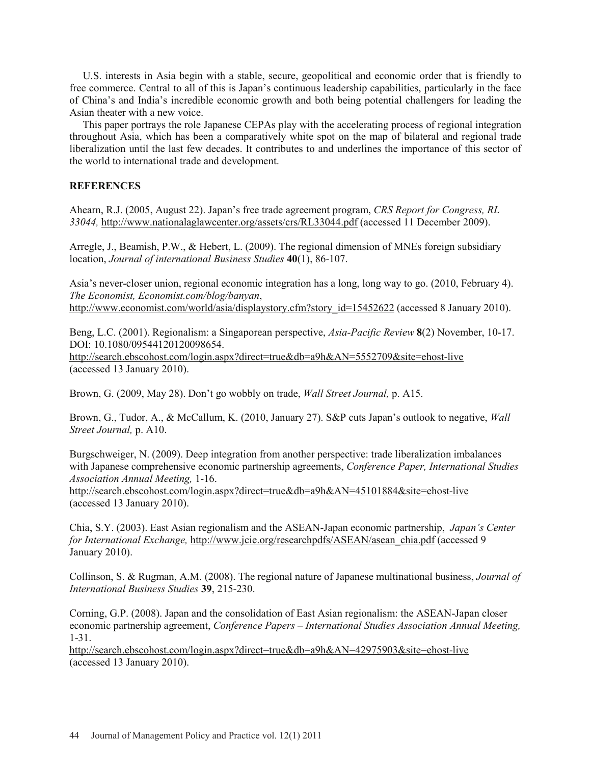U.S. interests in Asia begin with a stable, secure, geopolitical and economic order that is friendly to free commerce. Central to all of this is Japan's continuous leadership capabilities, particularly in the face of China's and India's incredible economic growth and both being potential challengers for leading the Asian theater with a new voice.

This paper portrays the role Japanese CEPAs play with the accelerating process of regional integration throughout Asia, which has been a comparatively white spot on the map of bilateral and regional trade liberalization until the last few decades. It contributes to and underlines the importance of this sector of the world to international trade and development.

## REFERENCES

Ahearn, R.J. (2005, August 22). Japan's free trade agreement program, *CRS Report for Congress, RL 33044,* http://www.nationalaglawcenter.org/assets/crs/RL33044.pdf (accessed 11 December 2009).

Arregle, J., Beamish, P.W., & Hebert, L. (2009). The regional dimension of MNEs foreign subsidiary location, *Journal of international Business Studies* **40**(1), 86-107.

Asia's never-closer union, regional economic integration has a long, long way to go. (2010, February 4). *The Economist, Economist.com/blog/banyan*, http://www.economist.com/world/asia/displaystory.cfm?story_id=15452622 (accessed 8 January 2010).

Beng, L.C. (2001). Regionalism: a Singaporean perspective, *Asia-Pacific Review* **8**(2) November, 10-17. DOI: 10.1080/09544120120098654. http://search.ebscohost.com/login.aspx?direct=true&db=a9h&AN=5552709&site=ehost-live (accessed 13 January 2010).

Brown, G. (2009, May 28). Don't go wobbly on trade, *Wall Street Journal,* p. A15.

Brown, G., Tudor, A., & McCallum, K. (2010, January 27). S&P cuts Japan's outlook to negative, *Wall Street Journal,* p. A10.

Burgschweiger, N. (2009). Deep integration from another perspective: trade liberalization imbalances with Japanese comprehensive economic partnership agreements, *Conference Paper, International Studies Association Annual Meeting,* 1-16. http://search.ebscohost.com/login.aspx?direct=true&db=a9h&AN=45101884&site=ehost-live (accessed 13 January 2010).

Chia, S.Y. (2003). East Asian regionalism and the ASEAN-Japan economic partnership, *Japan's Center for International Exchange,* http://www.jcie.org/researchpdfs/ASEAN/asean_chia.pdf (accessed 9 January 2010).

Collinson, S. & Rugman, A.M. (2008). The regional nature of Japanese multinational business, *Journal of International Business Studies* **39**, 215-230.

Corning, G.P. (2008). Japan and the consolidation of East Asian regionalism: the ASEAN-Japan closer economic partnership agreement, *Conference Papers – International Studies Association Annual Meeting,* 1-31. http://search.ebscohost.com/login.aspx?direct=true&db=a9h&AN=42975903&site=ehost-live (accessed 13 January 2010).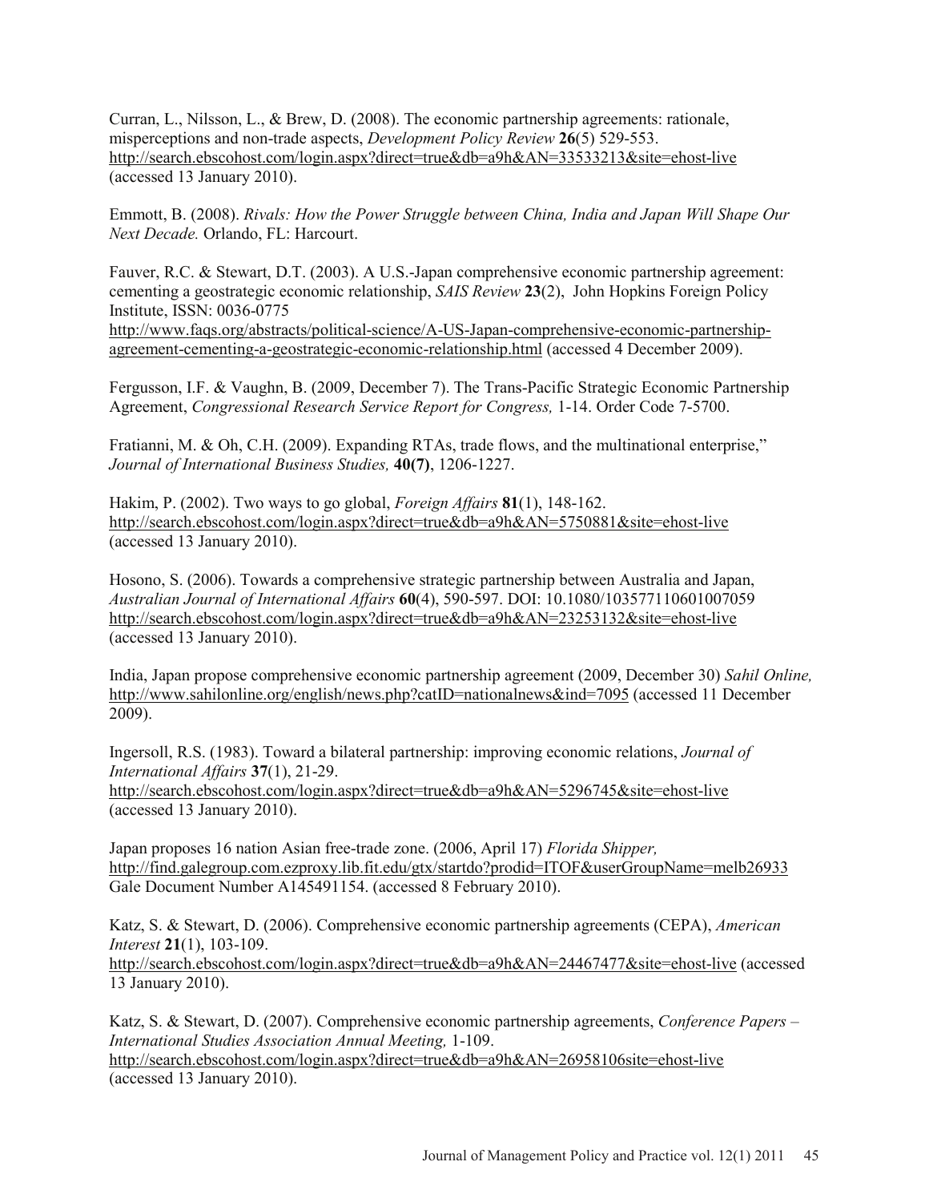Curran, L., Nilsson, L., & Brew, D. (2008). The economic partnership agreements: rationale, misperceptions and non-trade aspects, *Development Policy Review* **26**(5) 529-553. http://search.ebscohost.com/login.aspx?direct=true&db=a9h&AN=33533213&site=ehost-live (accessed 13 January 2010).

Emmott, B. (2008). *Rivals: How the Power Struggle between China, India and Japan Will Shape Our Next Decade.* Orlando, FL: Harcourt.

Fauver, R.C. & Stewart, D.T. (2003). A U.S.-Japan comprehensive economic partnership agreement: cementing a geostrategic economic relationship, *SAIS Review* **23**(2), John Hopkins Foreign Policy Institute, ISSN: 0036-0775 http://www.faqs.org/abstracts/political-science/A-US-Japan-comprehensive-economic-partnership-agreement-cementing-a-geostrategic-economic-relationship.html (accessed 4 December 2009).

Fergusson, I.F. & Vaughn, B. (2009, December 7). The Trans-Pacific Strategic Economic Partnership Agreement, *Congressional Research Service Report for Congress,* 1-14. Order Code 7-5700.

Fratianni, M. & Oh, C.H. (2009). Expanding RTAs, trade flows, and the multinational enterprise," *Journal of International Business Studies,* **40(7)**, 1206-1227.

Hakim, P. (2002). Two ways to go global, *Foreign Affairs* **81**(1), 148-162. http://search.ebscohost.com/login.aspx?direct=true&db=a9h&AN=5750881&site=ehost-live (accessed 13 January 2010).

Hosono, S. (2006). Towards a comprehensive strategic partnership between Australia and Japan, *Australian Journal of International Affairs* **60**(4), 590-597. DOI: 10.1080/103577110601007059 http://search.ebscohost.com/login.aspx?direct=true&db=a9h&AN=23253132&site=ehost-live (accessed 13 January 2010).

India, Japan propose comprehensive economic partnership agreement (2009, December 30) *Sahil Online,* http://www.sahilonline.org/english/news.php?catID=nationalnews&ind=7095 (accessed 11 December 2009).

Ingersoll, R.S. (1983). Toward a bilateral partnership: improving economic relations, *Journal of International Affairs* **37**(1), 21-29. http://search.ebscohost.com/login.aspx?direct=true&db=a9h&AN=5296745&site=ehost-live (accessed 13 January 2010).

Japan proposes 16 nation Asian free-trade zone. (2006, April 17) *Florida Shipper,* http://find.galegroup.com.ezproxy.lib.fit.edu/gtx/startdo?prodid=ITOF&userGroupName=melb26933 Gale Document Number A145491154. (accessed 8 February 2010).

Katz, S. & Stewart, D. (2006). Comprehensive economic partnership agreements (CEPA), *American Interest* **21**(1), 103-109. http://search.ebscohost.com/login.aspx?direct=true&db=a9h&AN=24467477&site=ehost-live (accessed 13 January 2010).

Katz, S. & Stewart, D. (2007). Comprehensive economic partnership agreements, *Conference Papers – International Studies Association Annual Meeting,* 1-109. http://search.ebscohost.com/login.aspx?direct=true&db=a9h&AN=26958106site=ehost-live (accessed 13 January 2010).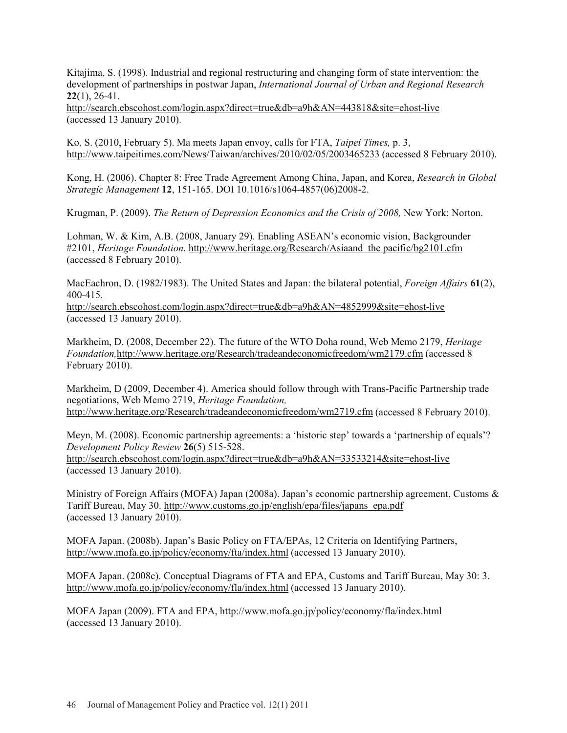Kitajima, S. (1998). Industrial and regional restructuring and changing form of state intervention: the development of partnerships in postwar Japan, *International Journal of Urban and Regional Research* **22**(1), 26-41. http://search.ebscohost.com/login.aspx?direct=true&db=a9h&AN=443818&site=ehost-live (accessed 13 January 2010).

Ko, S. (2010, February 5). Ma meets Japan envoy, calls for FTA, *Taipei Times,* p. 3, http://www.taipeitimes.com/News/Taiwan/archives/2010/02/05/2003465233 (accessed 8 February 2010).

Kong, H. (2006). Chapter 8: Free Trade Agreement Among China, Japan, and Korea, *Research in Global Strategic Management* **12**, 151-165. DOI 10.1016/s1064-4857(06)2008-2.

Krugman, P. (2009). *The Return of Depression Economics and the Crisis of 2008,* New York: Norton.

Lohman, W. & Kim, A.B. (2008, January 29). Enabling ASEAN's economic vision, Backgrounder #2101, *Heritage Foundation*. http://www.heritage.org/Research/Asiaand the pacific/bg2101.cfm (accessed 8 February 2010).

MacEachron, D. (1982/1983). The United States and Japan: the bilateral potential, *Foreign Affairs* **61**(2), 400-415. http://search.ebscohost.com/login.aspx?direct=true&db=a9h&AN=4852999&site=ehost-live (accessed 13 January 2010).

Markheim, D. (2008, December 22). The future of the WTO Doha round, Web Memo 2179, *Heritage Foundation,*http://www.heritage.org/Research/tradeandeconomicfreedom/wm2179.cfm (accessed 8 February 2010).

Markheim, D (2009, December 4). America should follow through with Trans-Pacific Partnership trade negotiations, Web Memo 2719, *Heritage Foundation,* http://www.heritage.org/Research/tradeandeconomicfreedom/wm2719.cfm (accessed 8 February 2010).

Meyn, M. (2008). Economic partnership agreements: a 'historic step' towards a 'partnership of equals'? *Development Policy Review* **26**(5) 515-528. http://search.ebscohost.com/login.aspx?direct=true&db=a9h&AN=33533214&site=ehost-live (accessed 13 January 2010).

Ministry of Foreign Affairs (MOFA) Japan (2008a). Japan's economic partnership agreement, Customs & Tariff Bureau, May 30. http://www.customs.go.jp/english/epa/files/japans_epa.pdf (accessed 13 January 2010).

MOFA Japan. (2008b). Japan's Basic Policy on FTA/EPAs, 12 Criteria on Identifying Partners, http://www.mofa.go.jp/policy/economy/fta/index.html (accessed 13 January 2010).

MOFA Japan. (2008c). Conceptual Diagrams of FTA and EPA, Customs and Tariff Bureau, May 30: 3. http://www.mofa.go.jp/policy/economy/fla/index.html (accessed 13 January 2010).

MOFA Japan (2009). FTA and EPA, http://www.mofa.go.jp/policy/economy/fla/index.html (accessed 13 January 2010).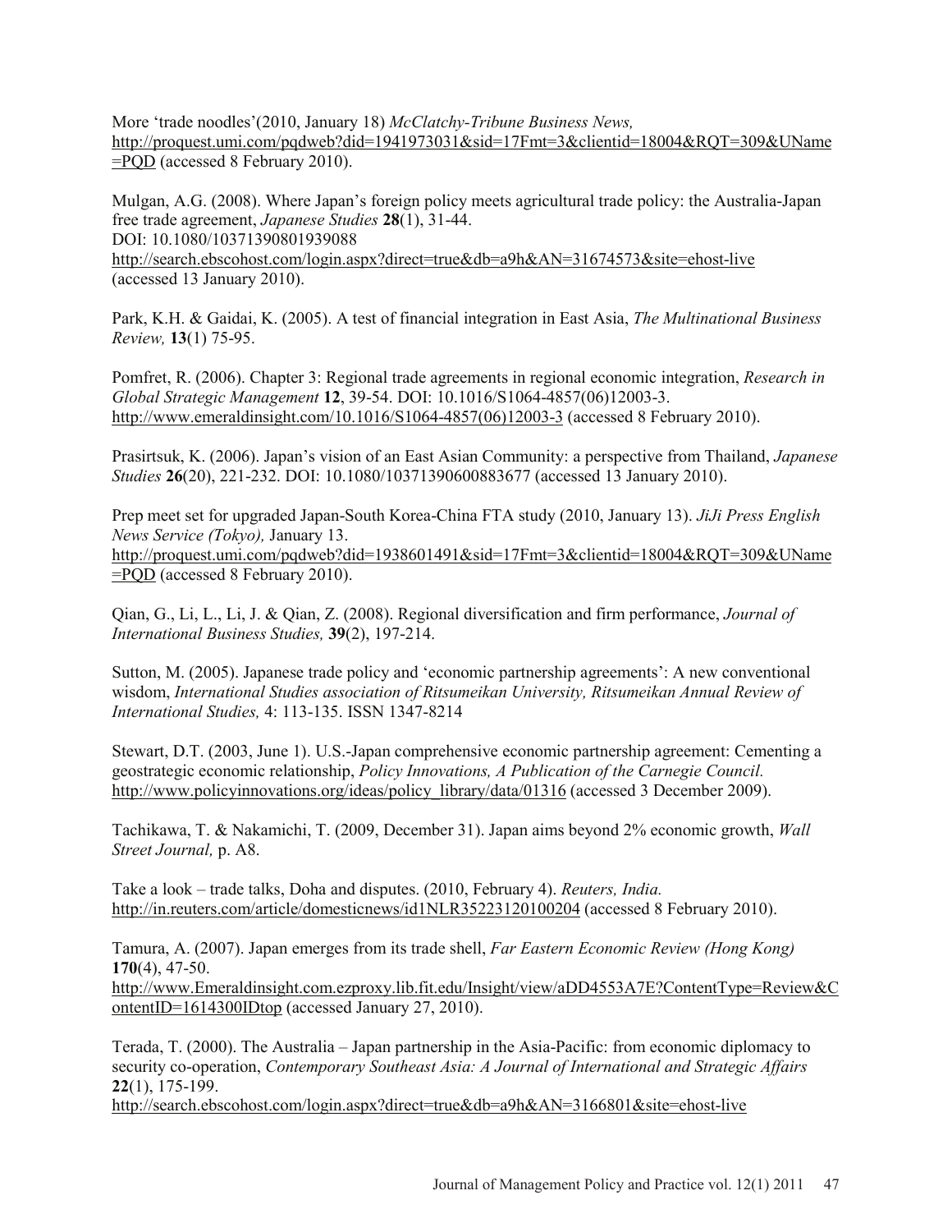More 'trade noodles'(2010, January 18) *McClatchy-Tribune Business News,* http://proquest.umi.com/pqdweb?did=1941973031&sid=17Fmt=3&clientid=18004&RQT=309&UName=PQD (accessed 8 February 2010).

Mulgan, A.G. (2008). Where Japan's foreign policy meets agricultural trade policy: the Australia-Japan free trade agreement, *Japanese Studies* **28**(1), 31-44.
DOI: 10.1080/10371390801939088
http://search.ebscohost.com/login.aspx?direct=true&db=a9h&AN=31674573&site=ehost-live (accessed 13 January 2010).

Park, K.H. & Gaidai, K. (2005). A test of financial integration in East Asia, *The Multinational Business Review,* **13**(1) 75-95.

Pomfret, R. (2006). Chapter 3: Regional trade agreements in regional economic integration, *Research in Global Strategic Management* **12**, 39-54. DOI: 10.1016/S1064-4857(06)12003-3. http://www.emeraldinsight.com/10.1016/S1064-4857(06)12003-3 (accessed 8 February 2010).

Prasirtsuk, K. (2006). Japan's vision of an East Asian Community: a perspective from Thailand, *Japanese Studies* **26**(20), 221-232. DOI: 10.1080/10371390600883677 (accessed 13 January 2010).

Prep meet set for upgraded Japan-South Korea-China FTA study (2010, January 13). *JiJi Press English News Service (Tokyo),* January 13.
http://proquest.umi.com/pqdweb?did=1938601491&sid=17Fmt=3&clientid=18004&RQT=309&UName=PQD (accessed 8 February 2010).

Qian, G., Li, L., Li, J. & Qian, Z. (2008). Regional diversification and firm performance, *Journal of International Business Studies,* **39**(2), 197-214.

Sutton, M. (2005). Japanese trade policy and 'economic partnership agreements': A new conventional wisdom, *International Studies association of Ritsumeikan University, Ritsumeikan Annual Review of International Studies,* 4: 113-135. ISSN 1347-8214

Stewart, D.T. (2003, June 1). U.S.-Japan comprehensive economic partnership agreement: Cementing a geostrategic economic relationship, *Policy Innovations, A Publication of the Carnegie Council.* http://www.policyinnovations.org/ideas/policy_library/data/01316 (accessed 3 December 2009).

Tachikawa, T. & Nakamichi, T. (2009, December 31). Japan aims beyond 2% economic growth, *Wall Street Journal,* p. A8.

Take a look – trade talks, Doha and disputes. (2010, February 4). *Reuters, India.* http://in.reuters.com/article/domesticnews/id1NLR35223120100204 (accessed 8 February 2010).

Tamura, A. (2007). Japan emerges from its trade shell, *Far Eastern Economic Review (Hong Kong)* **170**(4), 47-50.
http://www.Emeraldinsight.com.ezproxy.lib.fit.edu/Insight/view/aDD4553A7E?ContentType=Review&ContentID=1614300IDtop (accessed January 27, 2010).

Terada, T. (2000). The Australia – Japan partnership in the Asia-Pacific: from economic diplomacy to security co-operation, *Contemporary Southeast Asia: A Journal of International and Strategic Affairs* **22**(1), 175-199.
http://search.ebscohost.com/login.aspx?direct=true&db=a9h&AN=3166801&site=ehost-live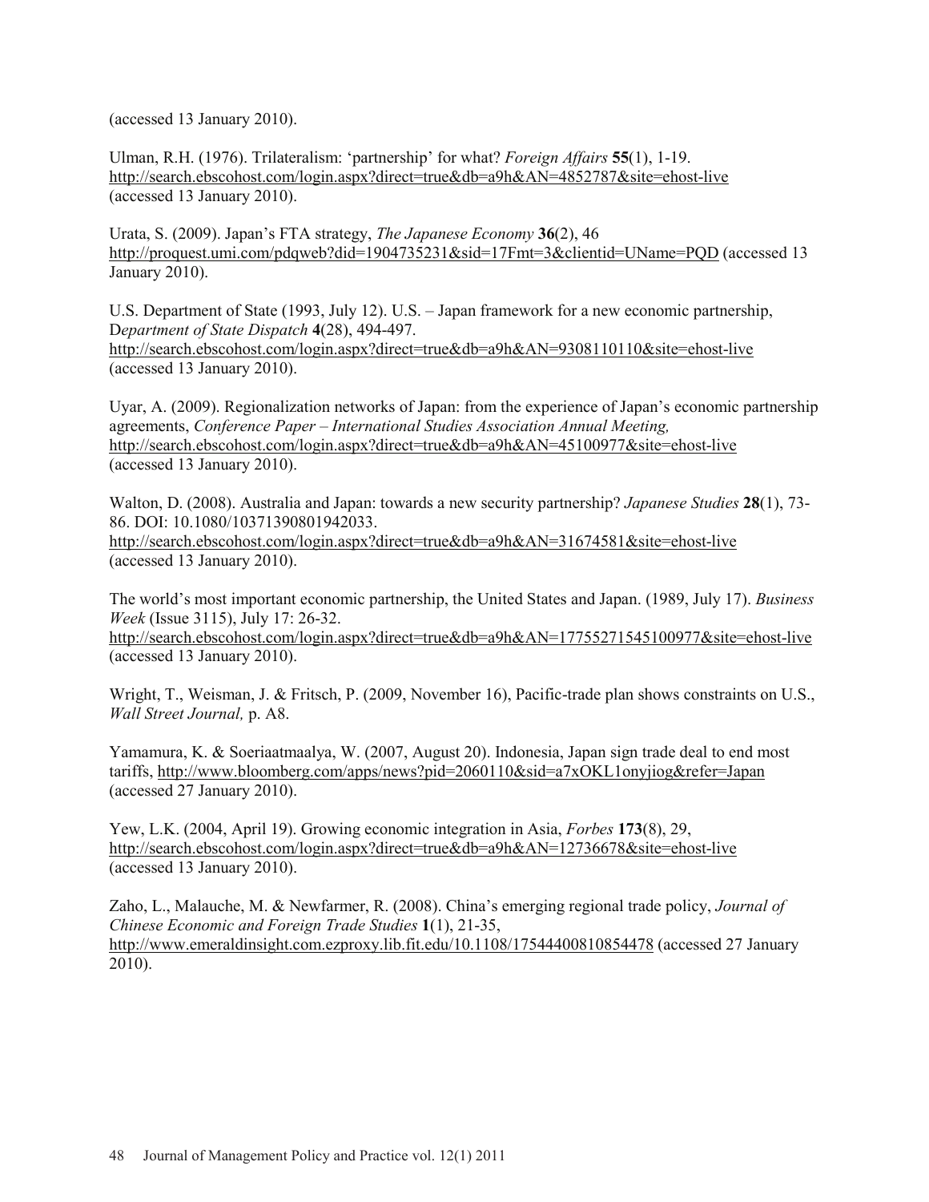(accessed 13 January 2010).

Ulman, R.H. (1976). Trilateralism: 'partnership' for what? *Foreign Affairs* **55**(1), 1-19. http://search.ebscohost.com/login.aspx?direct=true&db=a9h&AN=4852787&site=ehost-live (accessed 13 January 2010).

Urata, S. (2009). Japan's FTA strategy, *The Japanese Economy* **36**(2), 46 http://proquest.umi.com/pdqweb?did=1904735231&sid=17Fmt=3&clientid=UName=PQD (accessed 13 January 2010).

U.S. Department of State (1993, July 12). U.S. – Japan framework for a new economic partnership, D*epartment of State Dispatch* **4**(28), 494-497. http://search.ebscohost.com/login.aspx?direct=true&db=a9h&AN=9308110110&site=ehost-live (accessed 13 January 2010).

Uyar, A. (2009). Regionalization networks of Japan: from the experience of Japan's economic partnership agreements, *Conference Paper – International Studies Association Annual Meeting,* http://search.ebscohost.com/login.aspx?direct=true&db=a9h&AN=45100977&site=ehost-live (accessed 13 January 2010).

Walton, D. (2008). Australia and Japan: towards a new security partnership? *Japanese Studies* **28**(1), 73-86. DOI: 10.1080/10371390801942033. http://search.ebscohost.com/login.aspx?direct=true&db=a9h&AN=31674581&site=ehost-live (accessed 13 January 2010).

The world's most important economic partnership, the United States and Japan. (1989, July 17). *Business Week* (Issue 3115), July 17: 26-32. http://search.ebscohost.com/login.aspx?direct=true&db=a9h&AN=17755271545100977&site=ehost-live (accessed 13 January 2010).

Wright, T., Weisman, J. & Fritsch, P. (2009, November 16), Pacific-trade plan shows constraints on U.S., *Wall Street Journal,* p. A8.

Yamamura, K. & Soeriaatmaalya, W. (2007, August 20). Indonesia, Japan sign trade deal to end most tariffs, http://www.bloomberg.com/apps/news?pid=2060110&sid=a7xOKL1onyjiog&refer=Japan (accessed 27 January 2010).

Yew, L.K. (2004, April 19). Growing economic integration in Asia, *Forbes* **173**(8), 29, http://search.ebscohost.com/login.aspx?direct=true&db=a9h&AN=12736678&site=ehost-live (accessed 13 January 2010).

Zaho, L., Malauche, M. & Newfarmer, R. (2008). China's emerging regional trade policy, *Journal of Chinese Economic and Foreign Trade Studies* **1**(1), 21-35, http://www.emeraldinsight.com.ezproxy.lib.fit.edu/10.1108/17544400810854478 (accessed 27 January 2010).